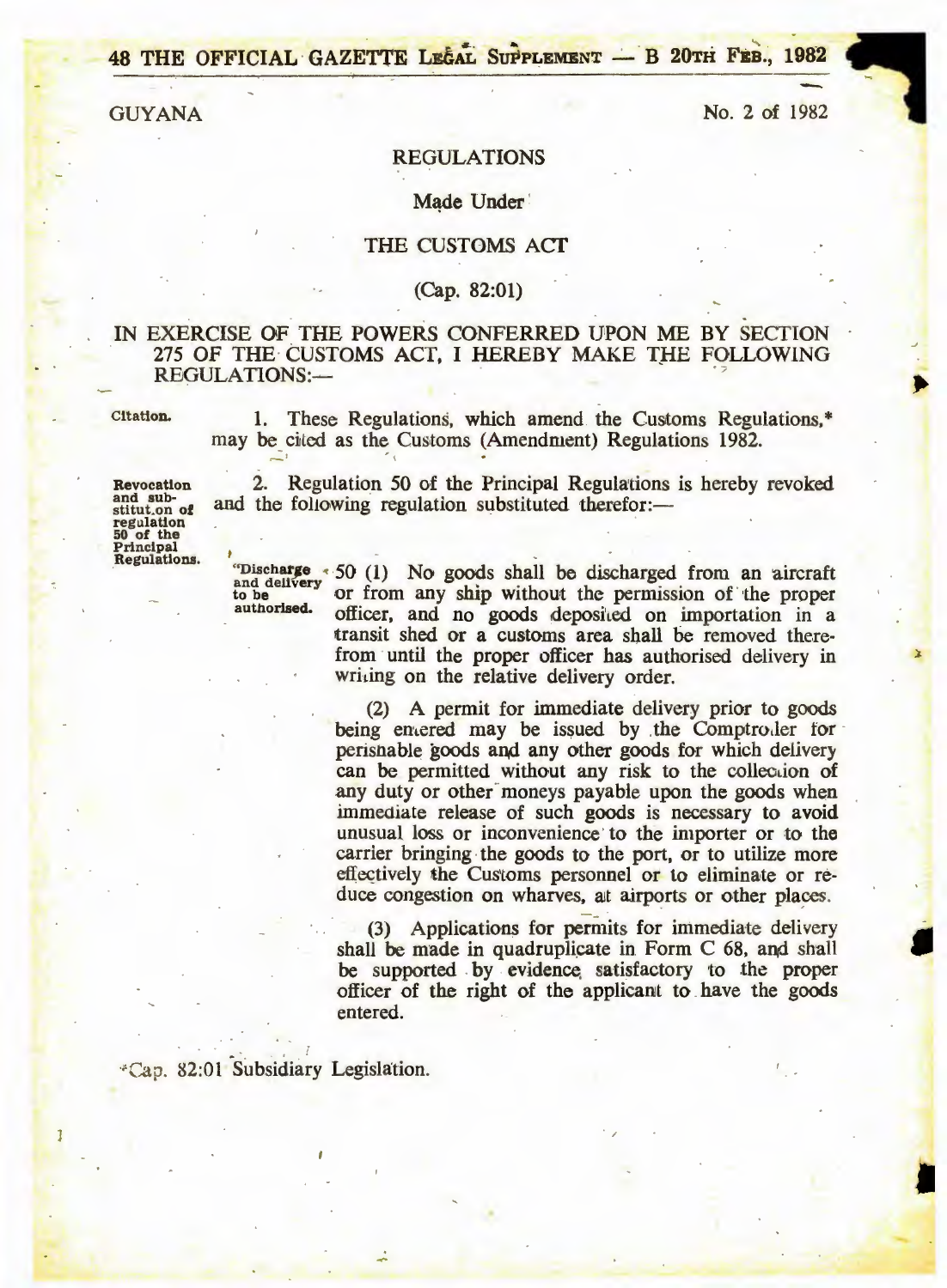GUYANA

No. 2 of 1982

## REGULATIONS

Made Under

## THE CUSTOMS ACT

(Cap. 82:01)

IN EXERCISE OF THE POWERS CONFERRED UPON ME BY SECTION 275 OF THE CUSTOMS ACT, I HEREBY MAKE THE FOLLOWING REGULATIONS:—

**Citation.**

1. These Regulations, which amend the Customs Regulations,* may be cited as the Customs (Amendment) Regulations 1982.

**Revocation and substitution of regulation 50 of the Principal Regulations.**

2. Regulation 50 of the Principal Regulations is hereby revoked and the following regulation substituted therefor:—

**"Discharge and delivery to be authorised.**

50 (1) No goods shall be discharged from an aircraft or from any ship without the permission of the proper officer, and no goods deposited on importation in a transit shed or a customs area shall be removed therefrom until the proper officer has authorised delivery in writing on the relative delivery order.

(2) A permit for immediate delivery prior to goods being entered may be issued by the Comptroller for perishable goods and any other goods for which delivery can be permitted without any risk to the collection of any duty or other moneys payable upon the goods when immediate release of such goods is necessary to avoid unusual loss or inconvenience to the importer or to the carrier bringing the goods to the port, or to utilize more effectively the Customs personnel or to eliminate or reduce congestion on wharves, at airports or other places.

(3) Applications for permits for immediate delivery shall be made in quadruplicate in Form C 68, and shall be supported by evidence satisfactory to the proper officer of the right of the applicant to have the goods entered.

*Cap. 82:01 Subsidiary Legislation.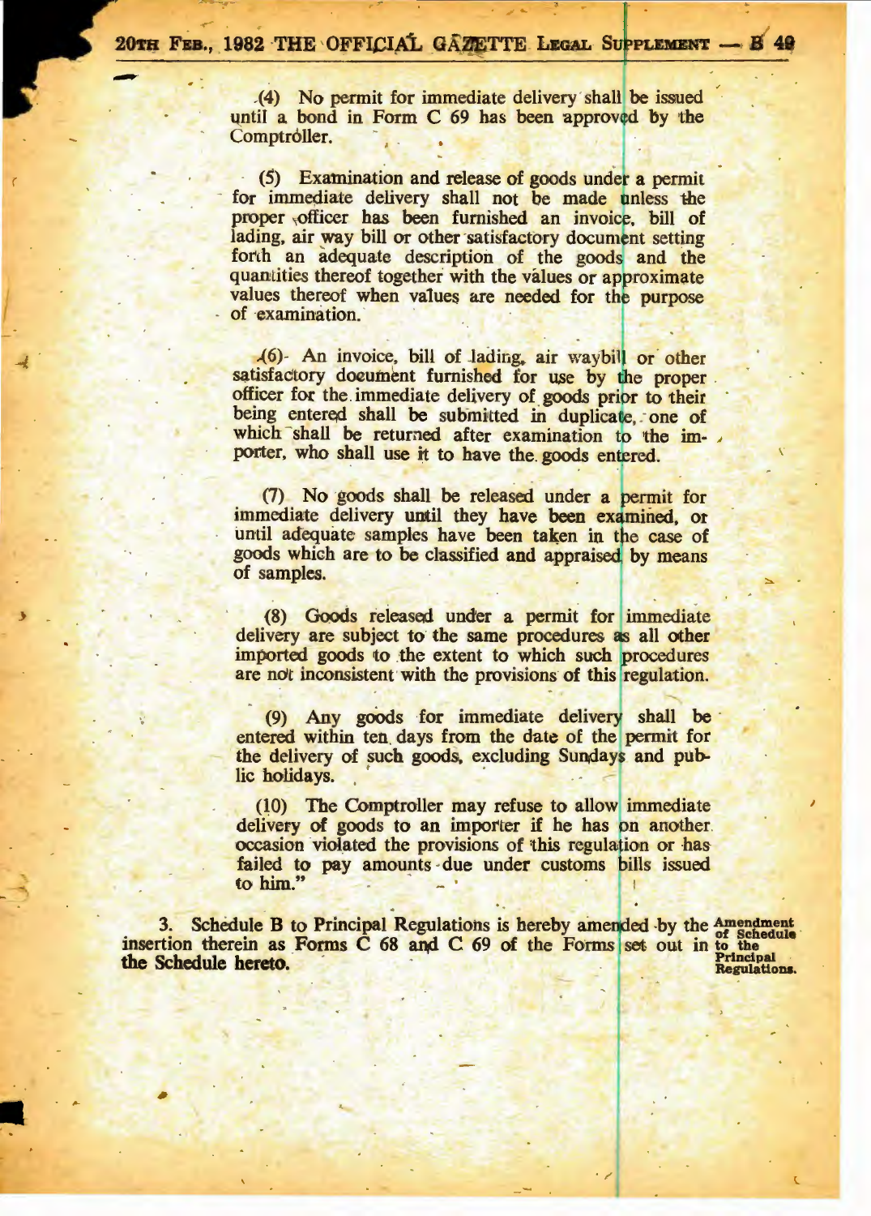(4) No permit for immediate delivery shall be issued until a bond in Form C 69 has been approved by the Comptroller.

(5) Examination and release of goods under a permit for immediate delivery shall not be made unless the proper officer has been furnished an invoice, bill of lading, air way bill or other satisfactory document setting forth an adequate description of the goods and the quantities thereof together with the values or approximate values thereof when values are needed for the purpose of examination.

(6) An invoice, bill of lading, air waybill or other satisfactory document furnished for use by the proper officer for the immediate delivery of goods prior to their being entered shall be submitted in duplicate, one of which shall be returned after examination to the importer, who shall use it to have the goods entered.

(7) No goods shall be released under a permit for immediate delivery until they have been examined, or until adequate samples have been taken in the case of goods which are to be classified and appraised by means of samples.

(8) Goods released under a permit for immediate delivery are subject to the same procedures as all other imported goods to the extent to which such procedures are not inconsistent with the provisions of this regulation.

(9) Any goods for immediate delivery shall be entered within ten days from the date of the permit for the delivery of such goods, excluding Sundays and public holidays.

(10) The Comptroller may refuse to allow immediate delivery of goods to an importer if he has on another occasion violated the provisions of this regulation or has failed to pay amounts due under customs bills issued to him."

**Amendment of Schedule to the Principal Regulations.**

3. Schedule B to Principal Regulations is hereby amended by the insertion therein as Forms C 68 and C 69 of the Forms set out in the Schedule hereto.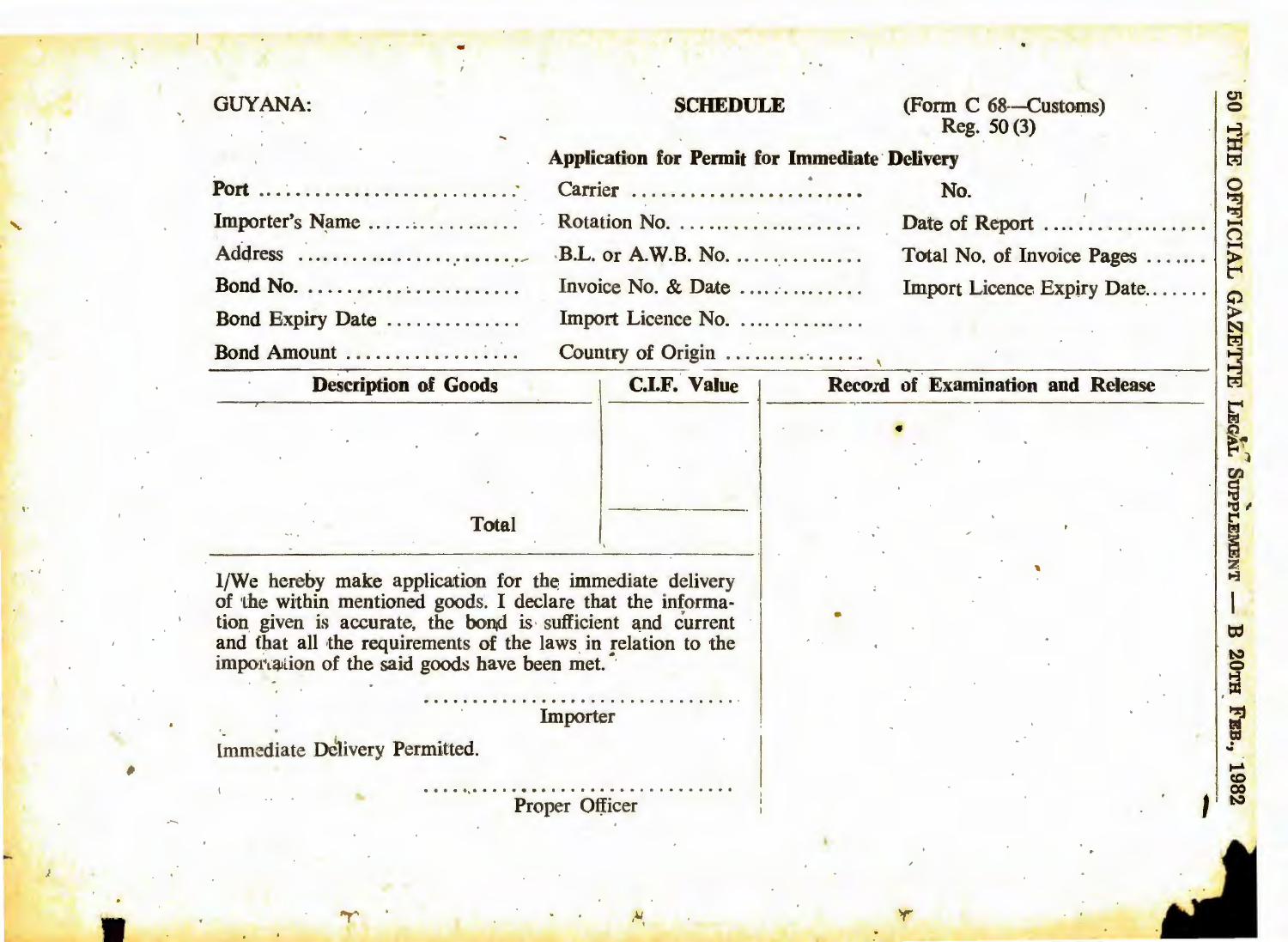GUYANA: **SCHEDULE** (Form C 68—Customs) Reg. 50 (3)

**Application for Permit for Immediate Delivery**

| | | |
|---|---|---|
| Port .......................... | Carrier ........................ | No. |
| Importer's Name .............. | Rotation No. ................... | Date of Report ................ |
| Address ........................ | B.L. or A.W.B. No. ............ | Total No. of Invoice Pages ....... |
| Bond No. ...................... | Invoice No. & Date ............ | Import Licence Expiry Date....... |
| Bond Expiry Date ............. | Import Licence No. ............ | |
| Bond Amount .................. | Country of Origin .............. | |

| Description of Goods | C.I.F. Value | Record of Examination and Release |
|---|---|---|
| | | |
| Total | | |

I/We hereby make application for the immediate delivery of the within mentioned goods. I declare that the information given is accurate, the bond is sufficient and current and that all the requirements of the laws in relation to the importation of the said goods have been met.

..................................
Importer

Immediate Delivery Permitted.

..................................
Proper Officer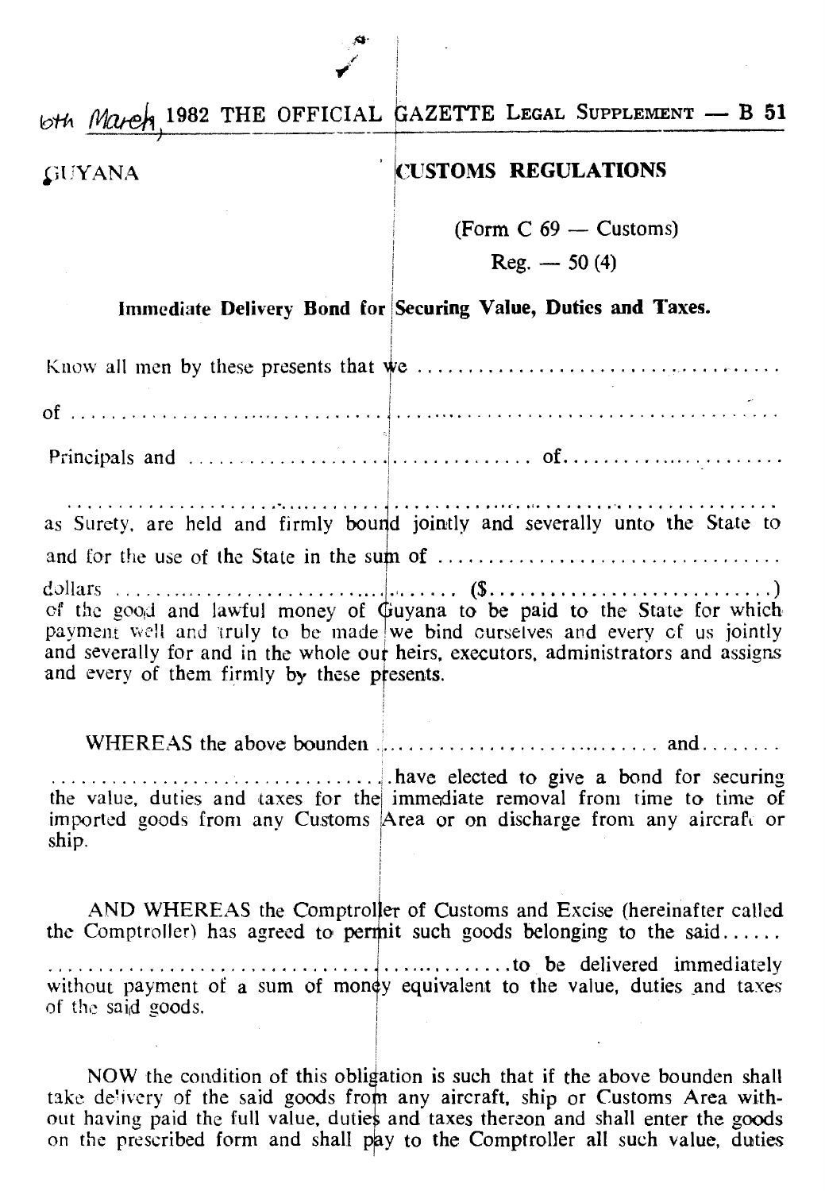GUYANA

## CUSTOMS REGULATIONS

(Form C 69 — Customs)

Reg. — 50 (4)

### Immediate Delivery Bond for Securing Value, Duties and Taxes.

Know all men by these presents that we ......................................................................

of ..........................................................................................................................

Principals and .............................................. of.......................................

..........................................................................................................................
as Surety, are held and firmly bound jointly and severally unto the State to and for the use of the State in the sum of ..................................................

dollars ........................................... ($..............................)
of the good and lawful money of Guyana to be paid to the State for which payment well and truly to be made we bind ourselves and every of us jointly and severally for and in the whole our heirs, executors, administrators and assigns and every of them firmly by these presents.

WHEREAS the above bounden ........................................ and........
.......................................have elected to give a bond for securing the value, duties and taxes for the immediate removal from time to time of imported goods from any Customs Area or on discharge from any aircraft or ship.

AND WHEREAS the Comptroller of Customs and Excise (hereinafter called the Comptroller) has agreed to permit such goods belonging to the said......
.............................................to be delivered immediately without payment of a sum of money equivalent to the value, duties and taxes of the said goods.

NOW the condition of this obligation is such that if the above bounden shall take delivery of the said goods from any aircraft, ship or Customs Area without having paid the full value, duties and taxes thereon and shall enter the goods on the prescribed form and shall pay to the Comptroller all such value, duties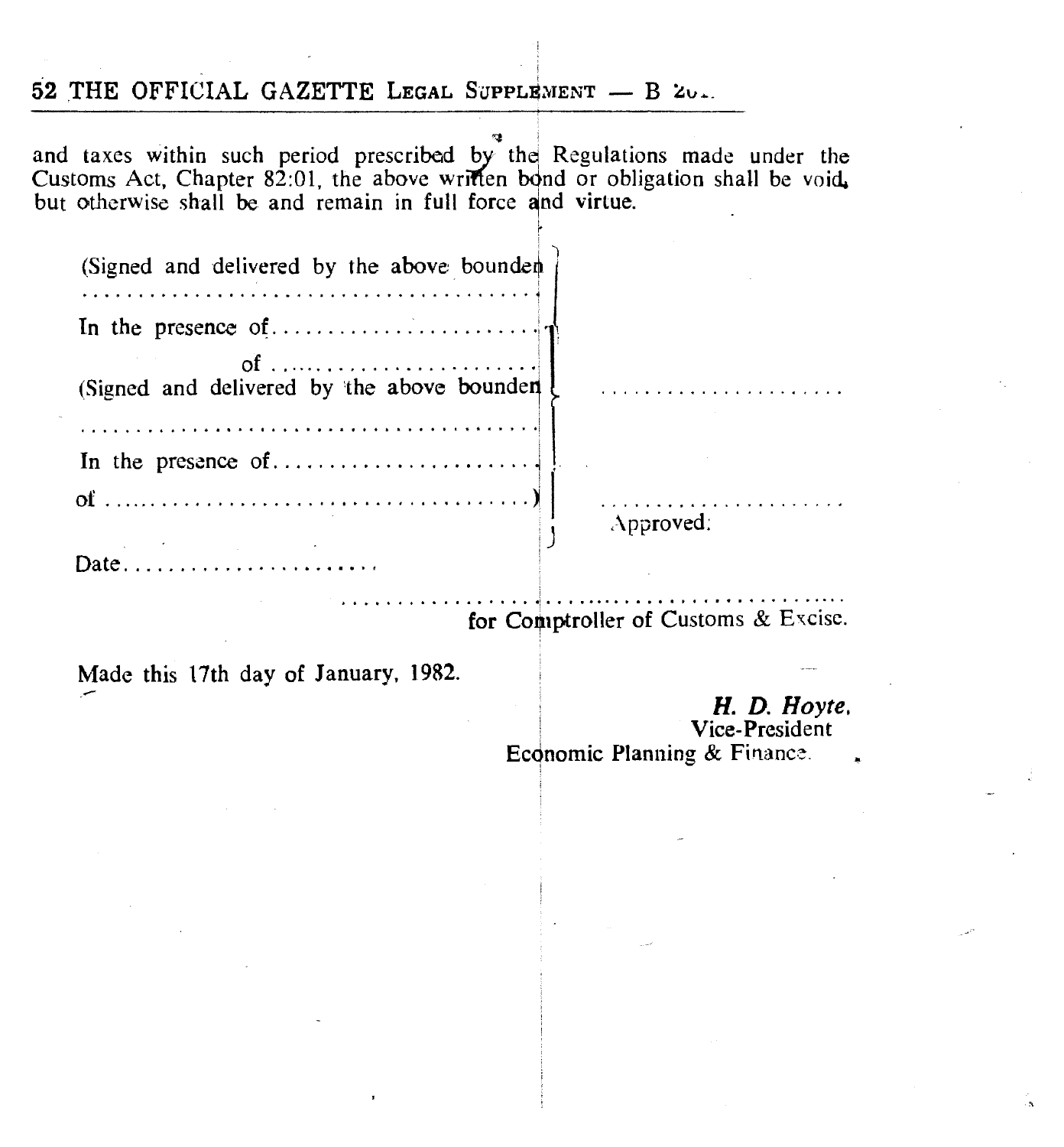and taxes within such period prescribed by the Regulations made under the Customs Act, Chapter 82:01, the above written bond or obligation shall be void, but otherwise shall be and remain in full force and virtue.

(Signed and delivered by the above bounden
..........................................
In the presence of..........................
of ..........................
(Signed and delivered by the above bounden ..........................
..........................................
In the presence of..........................
of ..........................................) ..........................

Approved:

Date..........................

..................................................
for Comptroller of Customs & Excise.

Made this 17th day of January, 1982.

*H. D. Hoyte,*
Vice-President
Economic Planning & Finance.